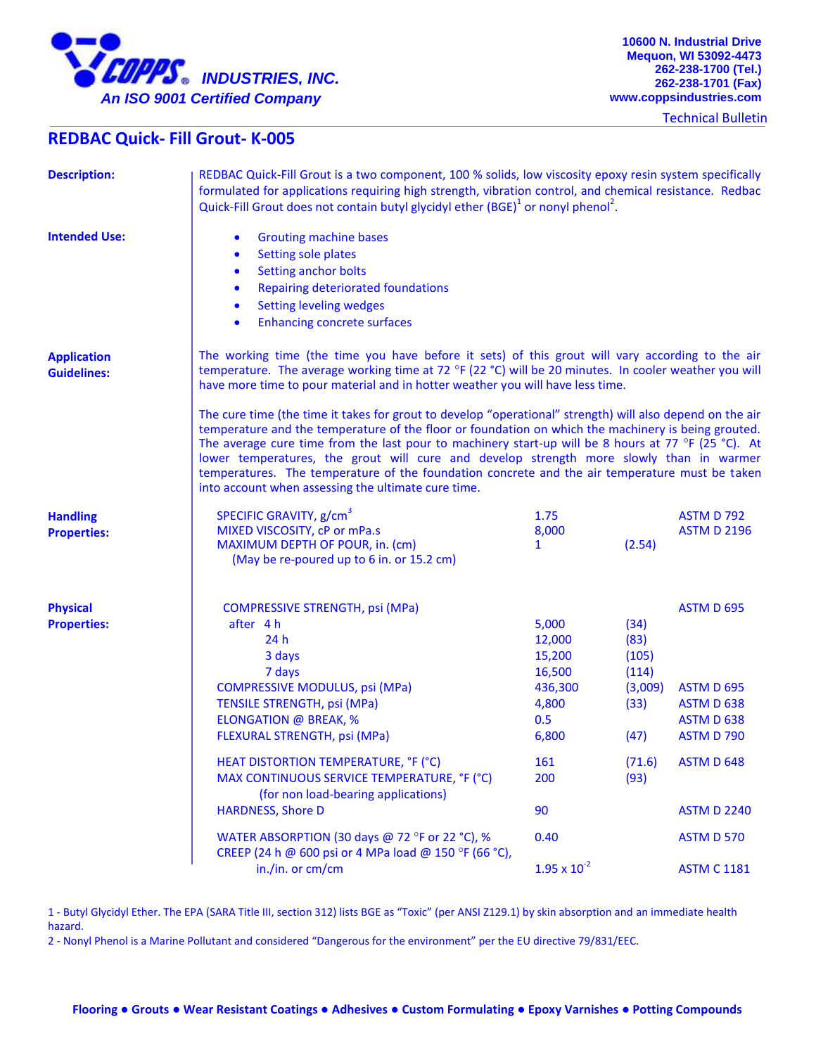**COPPS INDUSTRIES, INC.**
*An ISO 9001 Certified Company*

**10600 N. Industrial Drive**
**Mequon, WI 53092-4473**
**262-238-1700 (Tel.)**
**262-238-1701 (Fax)**
**www.coppsindustries.com**

Technical Bulletin

# REDBAC Quick- Fill Grout- K-005

**Description:**

REDBAC Quick-Fill Grout is a two component, 100 % solids, low viscosity epoxy resin system specifically formulated for applications requiring high strength, vibration control, and chemical resistance. Redbac Quick-Fill Grout does not contain butyl glycidyl ether (BGE)[1] or nonyl phenol[2].

**Intended Use:**

- Grouting machine bases
- Setting sole plates
- Setting anchor bolts
- Repairing deteriorated foundations
- Setting leveling wedges
- Enhancing concrete surfaces

**Application Guidelines:**

The working time (the time you have before it sets) of this grout will vary according to the air temperature. The average working time at 72 °F (22 °C) will be 20 minutes. In cooler weather you will have more time to pour material and in hotter weather you will have less time.

The cure time (the time it takes for grout to develop "operational" strength) will also depend on the air temperature and the temperature of the floor or foundation on which the machinery is being grouted. The average cure time from the last pour to machinery start-up will be 8 hours at 77 °F (25 °C). At lower temperatures, the grout will cure and develop strength more slowly than in warmer temperatures. The temperature of the foundation concrete and the air temperature must be taken into account when assessing the ultimate cure time.

**Handling Properties:**

| Property | Value | Metric | Test Method |
|---|---|---|---|
| SPECIFIC GRAVITY, $g/cm^3$ | 1.75 | | ASTM D 792 |
| MIXED VISCOSITY, cP or mPa.s | 8,000 | | ASTM D 2196 |
| MAXIMUM DEPTH OF POUR, in. (cm) (May be re-poured up to 6 in. or 15.2 cm) | 1 | (2.54) | |

**Physical Properties:**

| Property | Value | Metric | Test Method |
|---|---|---|---|
| COMPRESSIVE STRENGTH, psi (MPa) | | | ASTM D 695 |
| after 4 h | 5,000 | (34) | |
| 24 h | 12,000 | (83) | |
| 3 days | 15,200 | (105) | |
| 7 days | 16,500 | (114) | |
| COMPRESSIVE MODULUS, psi (MPa) | 436,300 | (3,009) | ASTM D 695 |
| TENSILE STRENGTH, psi (MPa) | 4,800 | (33) | ASTM D 638 |
| ELONGATION @ BREAK, % | 0.5 | | ASTM D 638 |
| FLEXURAL STRENGTH, psi (MPa) | 6,800 | (47) | ASTM D 790 |
| HEAT DISTORTION TEMPERATURE, °F (°C) | 161 | (71.6) | ASTM D 648 |
| MAX CONTINUOUS SERVICE TEMPERATURE, °F (°C) (for non load-bearing applications) | 200 | (93) | |
| HARDNESS, Shore D | 90 | | ASTM D 2240 |
| WATER ABSORPTION (30 days @ 72 °F or 22 °C), % | 0.40 | | ASTM D 570 |
| CREEP (24 h @ 600 psi or 4 MPa load @ 150 °F (66 °C), in./in. or cm/cm | $1.95 \times 10^{-2}$ | | ASTM C 1181 |

1 - Butyl Glycidyl Ether. The EPA (SARA Title III, section 312) lists BGE as "Toxic" (per ANSI Z129.1) by skin absorption and an immediate health hazard.

2 - Nonyl Phenol is a Marine Pollutant and considered "Dangerous for the environment" per the EU directive 79/831/EEC.

**Flooring ● Grouts ● Wear Resistant Coatings ● Adhesives ● Custom Formulating ● Epoxy Varnishes ● Potting Compounds**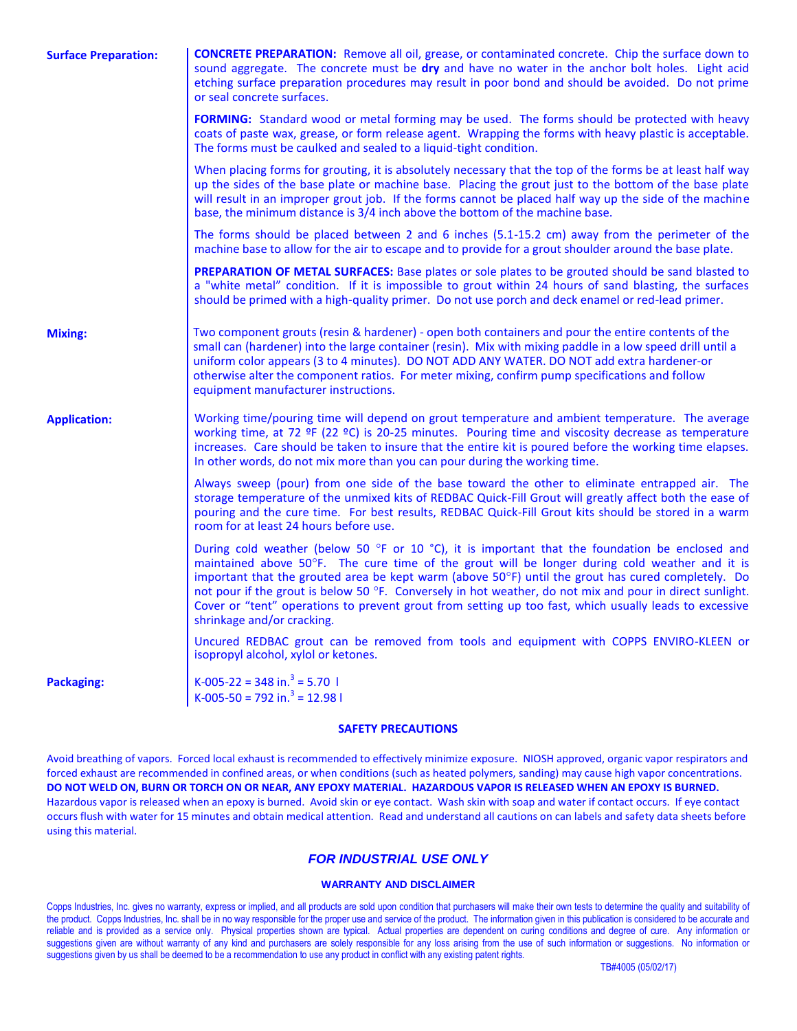**Surface Preparation:**

**CONCRETE PREPARATION:** Remove all oil, grease, or contaminated concrete. Chip the surface down to sound aggregate. The concrete must be **dry** and have no water in the anchor bolt holes. Light acid etching surface preparation procedures may result in poor bond and should be avoided. Do not prime or seal concrete surfaces.

**FORMING:** Standard wood or metal forming may be used. The forms should be protected with heavy coats of paste wax, grease, or form release agent. Wrapping the forms with heavy plastic is acceptable. The forms must be caulked and sealed to a liquid-tight condition.

When placing forms for grouting, it is absolutely necessary that the top of the forms be at least half way up the sides of the base plate or machine base. Placing the grout just to the bottom of the base plate will result in an improper grout job. If the forms cannot be placed half way up the side of the machine base, the minimum distance is 3/4 inch above the bottom of the machine base.

The forms should be placed between 2 and 6 inches (5.1-15.2 cm) away from the perimeter of the machine base to allow for the air to escape and to provide for a grout shoulder around the base plate.

**PREPARATION OF METAL SURFACES:** Base plates or sole plates to be grouted should be sand blasted to a "white metal" condition. If it is impossible to grout within 24 hours of sand blasting, the surfaces should be primed with a high-quality primer. Do not use porch and deck enamel or red-lead primer.

**Mixing:**

Two component grouts (resin & hardener) - open both containers and pour the entire contents of the small can (hardener) into the large container (resin). Mix with mixing paddle in a low speed drill until a uniform color appears (3 to 4 minutes). DO NOT ADD ANY WATER. DO NOT add extra hardener-or otherwise alter the component ratios. For meter mixing, confirm pump specifications and follow equipment manufacturer instructions.

**Application:**

Working time/pouring time will depend on grout temperature and ambient temperature. The average working time, at 72 ºF (22 ºC) is 20-25 minutes. Pouring time and viscosity decrease as temperature increases. Care should be taken to insure that the entire kit is poured before the working time elapses. In other words, do not mix more than you can pour during the working time.

Always sweep (pour) from one side of the base toward the other to eliminate entrapped air. The storage temperature of the unmixed kits of REDBAC Quick-Fill Grout will greatly affect both the ease of pouring and the cure time. For best results, REDBAC Quick-Fill Grout kits should be stored in a warm room for at least 24 hours before use.

During cold weather (below 50 °F or 10 °C), it is important that the foundation be enclosed and maintained above 50°F. The cure time of the grout will be longer during cold weather and it is important that the grouted area be kept warm (above 50°F) until the grout has cured completely. Do not pour if the grout is below 50 °F. Conversely in hot weather, do not mix and pour in direct sunlight. Cover or "tent" operations to prevent grout from setting up too fast, which usually leads to excessive shrinkage and/or cracking.

Uncured REDBAC grout can be removed from tools and equipment with COPPS ENVIRO-KLEEN or isopropyl alcohol, xylol or ketones.

**Packaging:**

K-005-22 = 348 in.$^3$ = 5.70 l
K-005-50 = 792 in.$^3$ = 12.98 l

## SAFETY PRECAUTIONS

Avoid breathing of vapors. Forced local exhaust is recommended to effectively minimize exposure. NIOSH approved, organic vapor respirators and forced exhaust are recommended in confined areas, or when conditions (such as heated polymers, sanding) may cause high vapor concentrations. **DO NOT WELD ON, BURN OR TORCH ON OR NEAR, ANY EPOXY MATERIAL. HAZARDOUS VAPOR IS RELEASED WHEN AN EPOXY IS BURNED.** Hazardous vapor is released when an epoxy is burned. Avoid skin or eye contact. Wash skin with soap and water if contact occurs. If eye contact occurs flush with water for 15 minutes and obtain medical attention. Read and understand all cautions on can labels and safety data sheets before using this material.

***FOR INDUSTRIAL USE ONLY***

**WARRANTY AND DISCLAIMER**

Copps Industries, Inc. gives no warranty, express or implied, and all products are sold upon condition that purchasers will make their own tests to determine the quality and suitability of the product. Copps Industries, Inc. shall be in no way responsible for the proper use and service of the product. The information given in this publication is considered to be accurate and reliable and is provided as a service only. Physical properties shown are typical. Actual properties are dependent on curing conditions and degree of cure. Any information or suggestions given are without warranty of any kind and purchasers are solely responsible for any loss arising from the use of such information or suggestions. No information or suggestions given by us shall be deemed to be a recommendation to use any product in conflict with any existing patent rights.

TB#4005 (05/02/17)